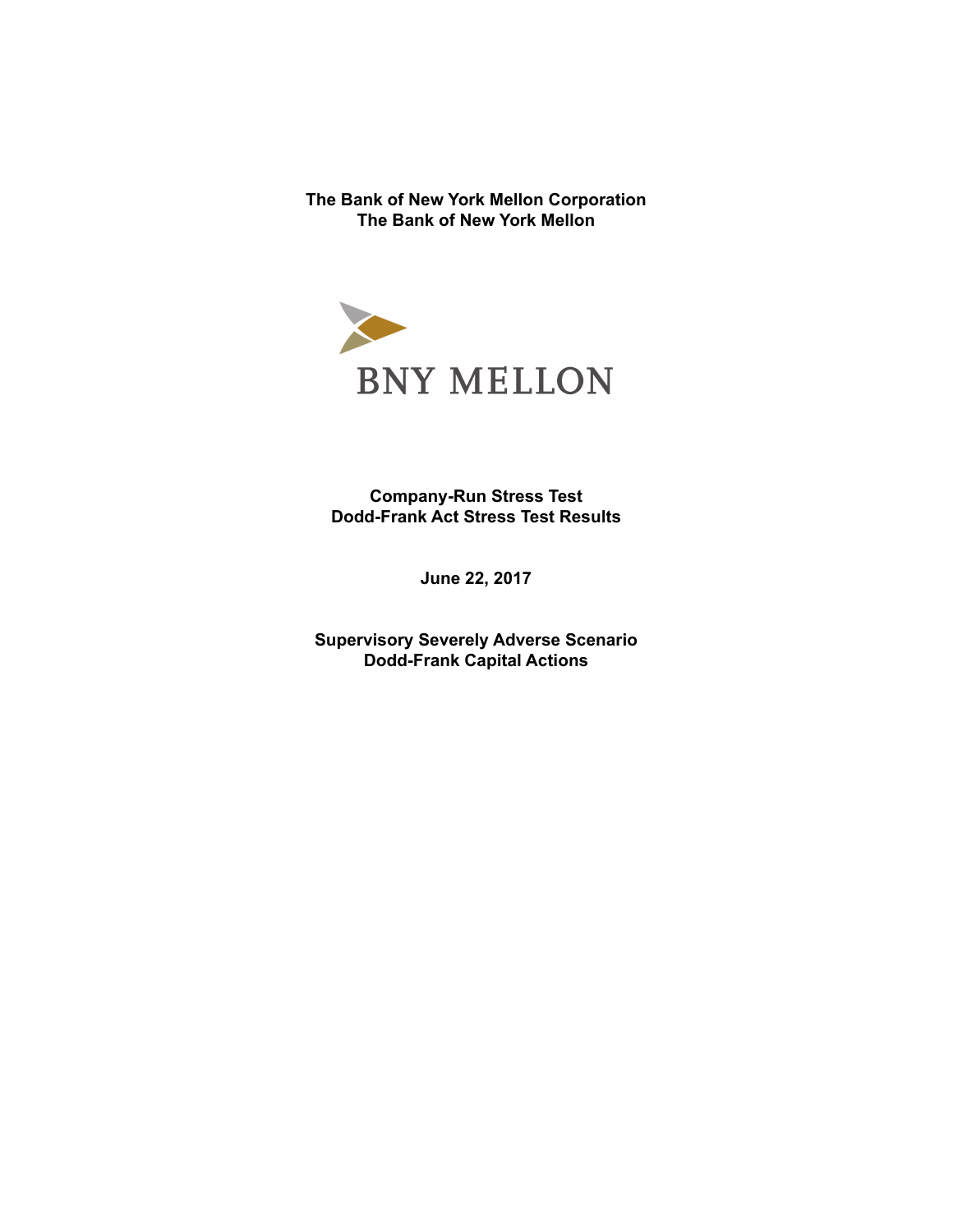**The Bank of New York Mellon Corporation**
**The Bank of New York Mellon**

BNY MELLON

**Company-Run Stress Test**
**Dodd-Frank Act Stress Test Results**

**June 22, 2017**

**Supervisory Severely Adverse Scenario**
**Dodd-Frank Capital Actions**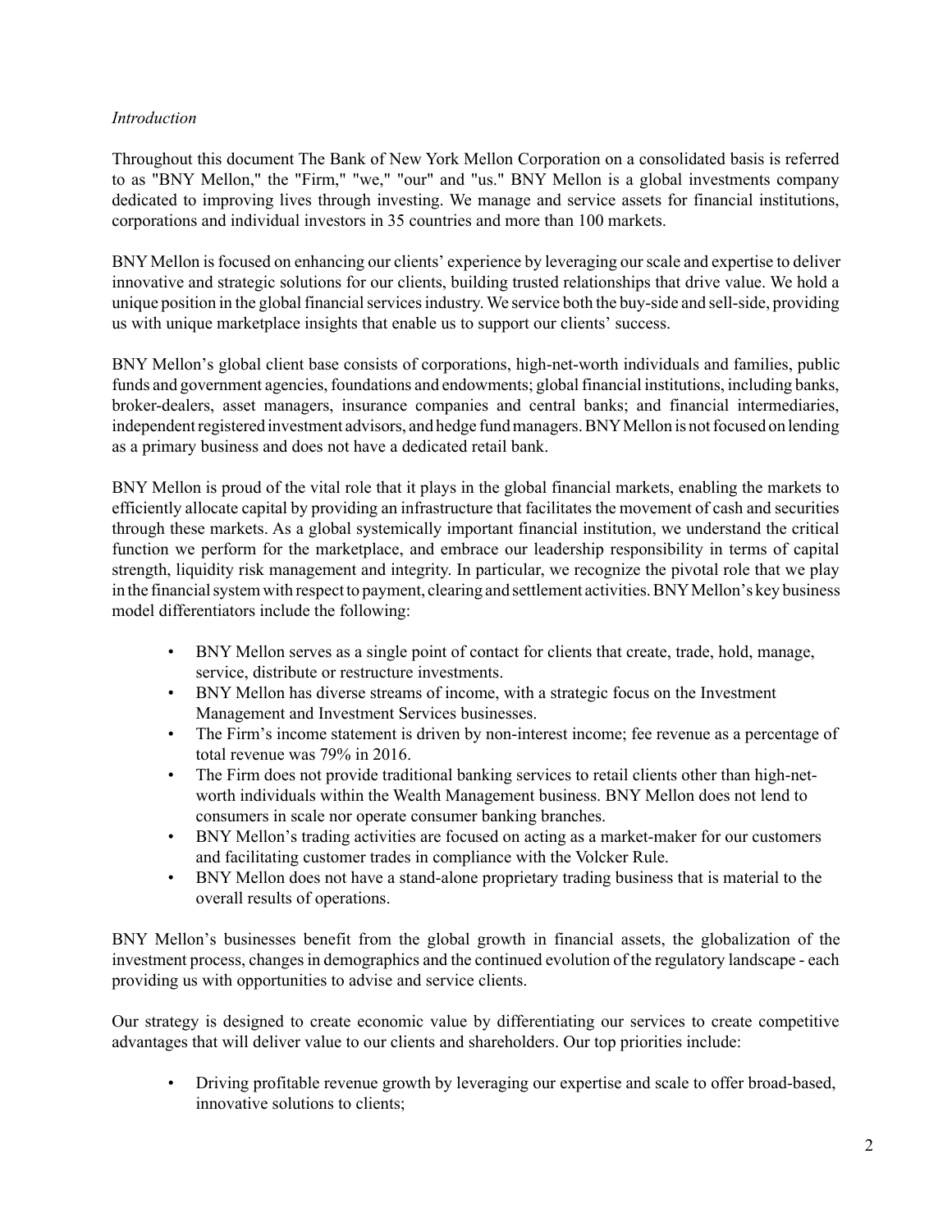*Introduction*

Throughout this document The Bank of New York Mellon Corporation on a consolidated basis is referred to as "BNY Mellon," the "Firm," "we," "our" and "us." BNY Mellon is a global investments company dedicated to improving lives through investing. We manage and service assets for financial institutions, corporations and individual investors in 35 countries and more than 100 markets.

BNY Mellon is focused on enhancing our clients' experience by leveraging our scale and expertise to deliver innovative and strategic solutions for our clients, building trusted relationships that drive value. We hold a unique position in the global financial services industry. We service both the buy-side and sell-side, providing us with unique marketplace insights that enable us to support our clients' success.

BNY Mellon's global client base consists of corporations, high-net-worth individuals and families, public funds and government agencies, foundations and endowments; global financial institutions, including banks, broker-dealers, asset managers, insurance companies and central banks; and financial intermediaries, independent registered investment advisors, and hedge fund managers. BNY Mellon is not focused on lending as a primary business and does not have a dedicated retail bank.

BNY Mellon is proud of the vital role that it plays in the global financial markets, enabling the markets to efficiently allocate capital by providing an infrastructure that facilitates the movement of cash and securities through these markets. As a global systemically important financial institution, we understand the critical function we perform for the marketplace, and embrace our leadership responsibility in terms of capital strength, liquidity risk management and integrity. In particular, we recognize the pivotal role that we play in the financial system with respect to payment, clearing and settlement activities. BNY Mellon's key business model differentiators include the following:

- BNY Mellon serves as a single point of contact for clients that create, trade, hold, manage, service, distribute or restructure investments.
- BNY Mellon has diverse streams of income, with a strategic focus on the Investment Management and Investment Services businesses.
- The Firm's income statement is driven by non-interest income; fee revenue as a percentage of total revenue was 79% in 2016.
- The Firm does not provide traditional banking services to retail clients other than high-net-worth individuals within the Wealth Management business. BNY Mellon does not lend to consumers in scale nor operate consumer banking branches.
- BNY Mellon's trading activities are focused on acting as a market-maker for our customers and facilitating customer trades in compliance with the Volcker Rule.
- BNY Mellon does not have a stand-alone proprietary trading business that is material to the overall results of operations.

BNY Mellon's businesses benefit from the global growth in financial assets, the globalization of the investment process, changes in demographics and the continued evolution of the regulatory landscape - each providing us with opportunities to advise and service clients.

Our strategy is designed to create economic value by differentiating our services to create competitive advantages that will deliver value to our clients and shareholders. Our top priorities include:

- Driving profitable revenue growth by leveraging our expertise and scale to offer broad-based, innovative solutions to clients;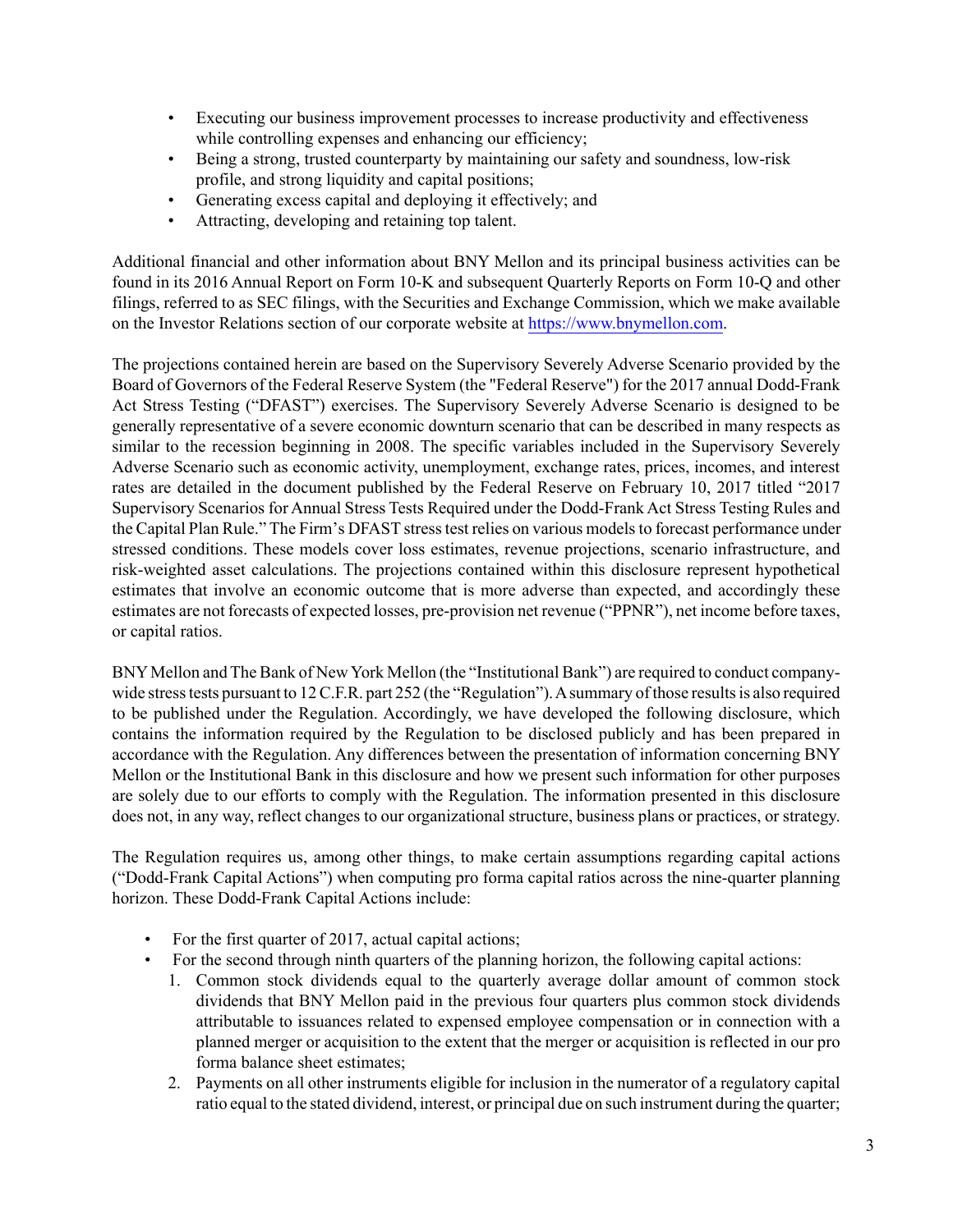- Executing our business improvement processes to increase productivity and effectiveness while controlling expenses and enhancing our efficiency;
- Being a strong, trusted counterparty by maintaining our safety and soundness, low-risk profile, and strong liquidity and capital positions;
- Generating excess capital and deploying it effectively; and
- Attracting, developing and retaining top talent.

Additional financial and other information about BNY Mellon and its principal business activities can be found in its 2016 Annual Report on Form 10-K and subsequent Quarterly Reports on Form 10-Q and other filings, referred to as SEC filings, with the Securities and Exchange Commission, which we make available on the Investor Relations section of our corporate website at https://www.bnymellon.com.

The projections contained herein are based on the Supervisory Severely Adverse Scenario provided by the Board of Governors of the Federal Reserve System (the "Federal Reserve") for the 2017 annual Dodd-Frank Act Stress Testing ("DFAST") exercises. The Supervisory Severely Adverse Scenario is designed to be generally representative of a severe economic downturn scenario that can be described in many respects as similar to the recession beginning in 2008. The specific variables included in the Supervisory Severely Adverse Scenario such as economic activity, unemployment, exchange rates, prices, incomes, and interest rates are detailed in the document published by the Federal Reserve on February 10, 2017 titled "2017 Supervisory Scenarios for Annual Stress Tests Required under the Dodd-Frank Act Stress Testing Rules and the Capital Plan Rule." The Firm's DFAST stress test relies on various models to forecast performance under stressed conditions. These models cover loss estimates, revenue projections, scenario infrastructure, and risk-weighted asset calculations. The projections contained within this disclosure represent hypothetical estimates that involve an economic outcome that is more adverse than expected, and accordingly these estimates are not forecasts of expected losses, pre-provision net revenue ("PPNR"), net income before taxes, or capital ratios.

BNY Mellon and The Bank of New York Mellon (the "Institutional Bank") are required to conduct company-wide stress tests pursuant to 12 C.F.R. part 252 (the "Regulation"). A summary of those results is also required to be published under the Regulation. Accordingly, we have developed the following disclosure, which contains the information required by the Regulation to be disclosed publicly and has been prepared in accordance with the Regulation. Any differences between the presentation of information concerning BNY Mellon or the Institutional Bank in this disclosure and how we present such information for other purposes are solely due to our efforts to comply with the Regulation. The information presented in this disclosure does not, in any way, reflect changes to our organizational structure, business plans or practices, or strategy.

The Regulation requires us, among other things, to make certain assumptions regarding capital actions ("Dodd-Frank Capital Actions") when computing pro forma capital ratios across the nine-quarter planning horizon. These Dodd-Frank Capital Actions include:

- For the first quarter of 2017, actual capital actions;
- For the second through ninth quarters of the planning horizon, the following capital actions:
  1. Common stock dividends equal to the quarterly average dollar amount of common stock dividends that BNY Mellon paid in the previous four quarters plus common stock dividends attributable to issuances related to expensed employee compensation or in connection with a planned merger or acquisition to the extent that the merger or acquisition is reflected in our pro forma balance sheet estimates;
  2. Payments on all other instruments eligible for inclusion in the numerator of a regulatory capital ratio equal to the stated dividend, interest, or principal due on such instrument during the quarter;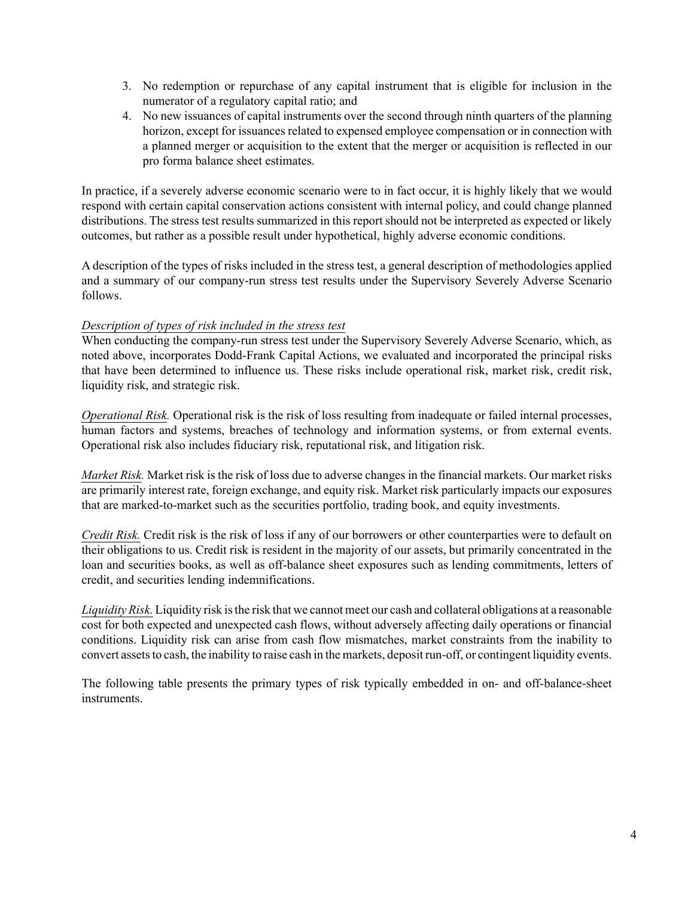3. No redemption or repurchase of any capital instrument that is eligible for inclusion in the numerator of a regulatory capital ratio; and
4. No new issuances of capital instruments over the second through ninth quarters of the planning horizon, except for issuances related to expensed employee compensation or in connection with a planned merger or acquisition to the extent that the merger or acquisition is reflected in our pro forma balance sheet estimates.

In practice, if a severely adverse economic scenario were to in fact occur, it is highly likely that we would respond with certain capital conservation actions consistent with internal policy, and could change planned distributions. The stress test results summarized in this report should not be interpreted as expected or likely outcomes, but rather as a possible result under hypothetical, highly adverse economic conditions.

A description of the types of risks included in the stress test, a general description of methodologies applied and a summary of our company-run stress test results under the Supervisory Severely Adverse Scenario follows.

*Description of types of risk included in the stress test*

When conducting the company-run stress test under the Supervisory Severely Adverse Scenario, which, as noted above, incorporates Dodd-Frank Capital Actions, we evaluated and incorporated the principal risks that have been determined to influence us. These risks include operational risk, market risk, credit risk, liquidity risk, and strategic risk.

*Operational Risk.* Operational risk is the risk of loss resulting from inadequate or failed internal processes, human factors and systems, breaches of technology and information systems, or from external events. Operational risk also includes fiduciary risk, reputational risk, and litigation risk.

*Market Risk.* Market risk is the risk of loss due to adverse changes in the financial markets. Our market risks are primarily interest rate, foreign exchange, and equity risk. Market risk particularly impacts our exposures that are marked-to-market such as the securities portfolio, trading book, and equity investments.

*Credit Risk.* Credit risk is the risk of loss if any of our borrowers or other counterparties were to default on their obligations to us. Credit risk is resident in the majority of our assets, but primarily concentrated in the loan and securities books, as well as off-balance sheet exposures such as lending commitments, letters of credit, and securities lending indemnifications.

*Liquidity Risk.* Liquidity risk is the risk that we cannot meet our cash and collateral obligations at a reasonable cost for both expected and unexpected cash flows, without adversely affecting daily operations or financial conditions. Liquidity risk can arise from cash flow mismatches, market constraints from the inability to convert assets to cash, the inability to raise cash in the markets, deposit run-off, or contingent liquidity events.

The following table presents the primary types of risk typically embedded in on- and off-balance-sheet instruments.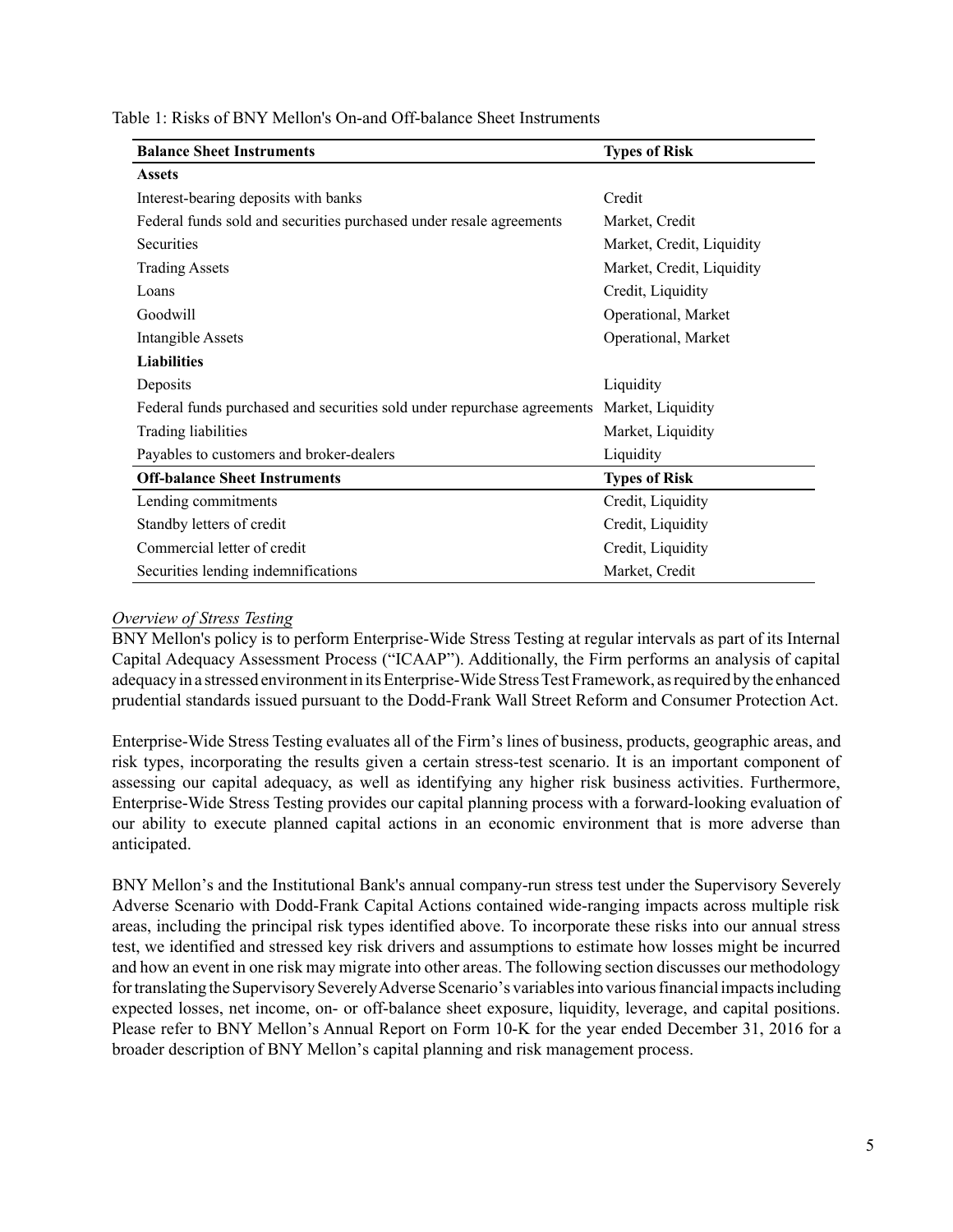Table 1: Risks of BNY Mellon's On-and Off-balance Sheet Instruments

| Balance Sheet Instruments | Types of Risk |
|---|---|
| **Assets** | |
| Interest-bearing deposits with banks | Credit |
| Federal funds sold and securities purchased under resale agreements | Market, Credit |
| Securities | Market, Credit, Liquidity |
| Trading Assets | Market, Credit, Liquidity |
| Loans | Credit, Liquidity |
| Goodwill | Operational, Market |
| Intangible Assets | Operational, Market |
| **Liabilities** | |
| Deposits | Liquidity |
| Federal funds purchased and securities sold under repurchase agreements | Market, Liquidity |
| Trading liabilities | Market, Liquidity |
| Payables to customers and broker-dealers | Liquidity |
| **Off-balance Sheet Instruments** | **Types of Risk** |
| Lending commitments | Credit, Liquidity |
| Standby letters of credit | Credit, Liquidity |
| Commercial letter of credit | Credit, Liquidity |
| Securities lending indemnifications | Market, Credit |

*Overview of Stress Testing*

BNY Mellon's policy is to perform Enterprise-Wide Stress Testing at regular intervals as part of its Internal Capital Adequacy Assessment Process ("ICAAP"). Additionally, the Firm performs an analysis of capital adequacy in a stressed environment in its Enterprise-Wide Stress Test Framework, as required by the enhanced prudential standards issued pursuant to the Dodd-Frank Wall Street Reform and Consumer Protection Act.

Enterprise-Wide Stress Testing evaluates all of the Firm's lines of business, products, geographic areas, and risk types, incorporating the results given a certain stress-test scenario. It is an important component of assessing our capital adequacy, as well as identifying any higher risk business activities. Furthermore, Enterprise-Wide Stress Testing provides our capital planning process with a forward-looking evaluation of our ability to execute planned capital actions in an economic environment that is more adverse than anticipated.

BNY Mellon's and the Institutional Bank's annual company-run stress test under the Supervisory Severely Adverse Scenario with Dodd-Frank Capital Actions contained wide-ranging impacts across multiple risk areas, including the principal risk types identified above. To incorporate these risks into our annual stress test, we identified and stressed key risk drivers and assumptions to estimate how losses might be incurred and how an event in one risk may migrate into other areas. The following section discusses our methodology for translating the Supervisory Severely Adverse Scenario's variables into various financial impacts including expected losses, net income, on- or off-balance sheet exposure, liquidity, leverage, and capital positions. Please refer to BNY Mellon's Annual Report on Form 10-K for the year ended December 31, 2016 for a broader description of BNY Mellon's capital planning and risk management process.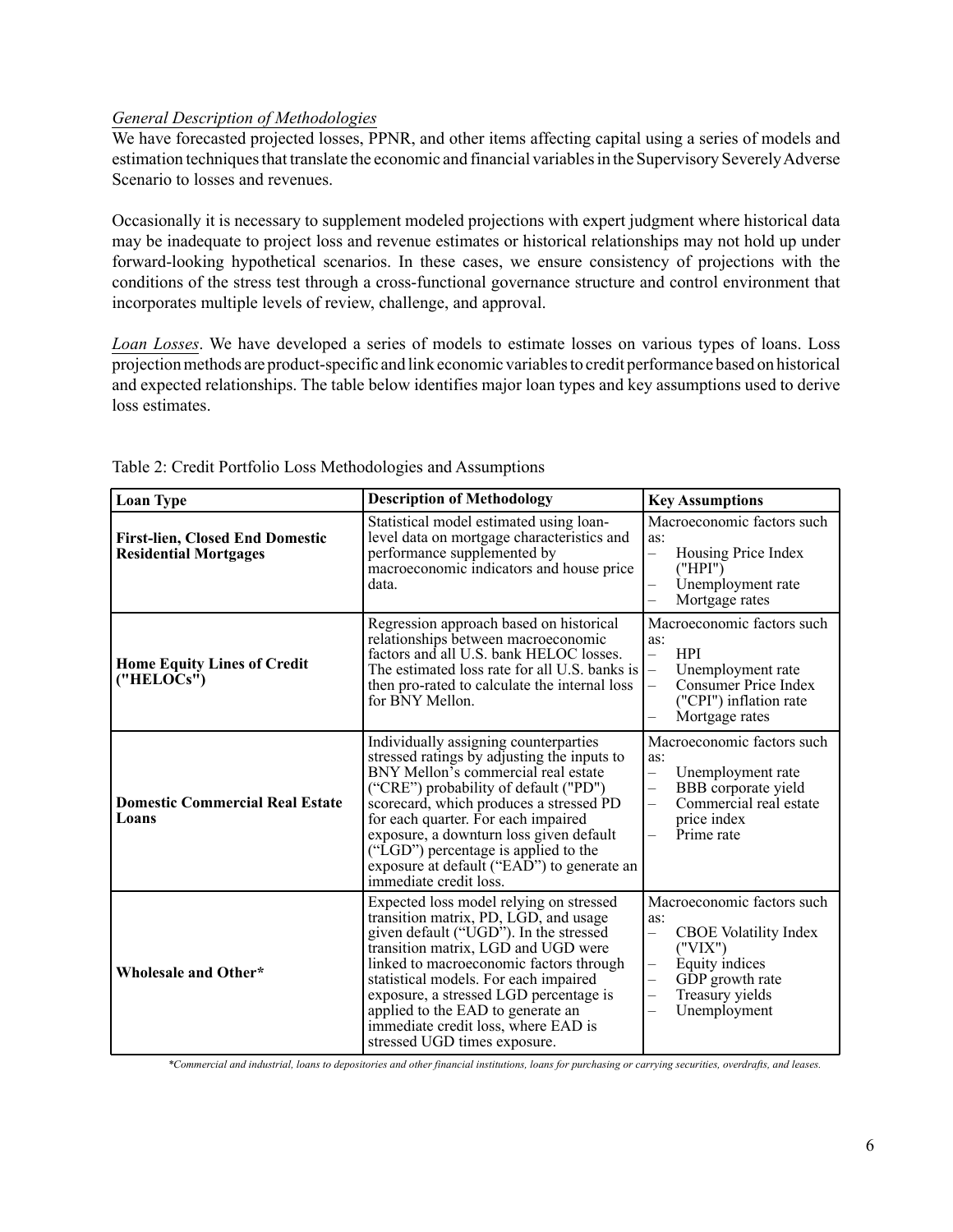*General Description of Methodologies*

We have forecasted projected losses, PPNR, and other items affecting capital using a series of models and estimation techniques that translate the economic and financial variables in the Supervisory Severely Adverse Scenario to losses and revenues.

Occasionally it is necessary to supplement modeled projections with expert judgment where historical data may be inadequate to project loss and revenue estimates or historical relationships may not hold up under forward-looking hypothetical scenarios. In these cases, we ensure consistency of projections with the conditions of the stress test through a cross-functional governance structure and control environment that incorporates multiple levels of review, challenge, and approval.

*Loan Losses*. We have developed a series of models to estimate losses on various types of loans. Loss projection methods are product-specific and link economic variables to credit performance based on historical and expected relationships. The table below identifies major loan types and key assumptions used to derive loss estimates.

Table 2: Credit Portfolio Loss Methodologies and Assumptions

| Loan Type | Description of Methodology | Key Assumptions |
|---|---|---|
| **First-lien, Closed End Domestic Residential Mortgages** | Statistical model estimated using loan-level data on mortgage characteristics and performance supplemented by macroeconomic indicators and house price data. | Macroeconomic factors such as: – Housing Price Index ("HPI") – Unemployment rate – Mortgage rates |
| **Home Equity Lines of Credit ("HELOCs")** | Regression approach based on historical relationships between macroeconomic factors and all U.S. bank HELOC losses. The estimated loss rate for all U.S. banks is then pro-rated to calculate the internal loss for BNY Mellon. | Macroeconomic factors such as: – HPI – Unemployment rate – Consumer Price Index ("CPI") inflation rate – Mortgage rates |
| **Domestic Commercial Real Estate Loans** | Individually assigning counterparties stressed ratings by adjusting the inputs to BNY Mellon's commercial real estate ("CRE") probability of default ("PD") scorecard, which produces a stressed PD for each quarter. For each impaired exposure, a downturn loss given default ("LGD") percentage is applied to the exposure at default ("EAD") to generate an immediate credit loss. | Macroeconomic factors such as: – Unemployment rate – BBB corporate yield – Commercial real estate price index – Prime rate |
| **Wholesale and Other*** | Expected loss model relying on stressed transition matrix, PD, LGD, and usage given default ("UGD"). In the stressed transition matrix, LGD and UGD were linked to macroeconomic factors through statistical models. For each impaired exposure, a stressed LGD percentage is applied to the EAD to generate an immediate credit loss, where EAD is stressed UGD times exposure. | Macroeconomic factors such as: – CBOE Volatility Index ("VIX") – Equity indices – GDP growth rate – Treasury yields – Unemployment |

*\*Commercial and industrial, loans to depositories and other financial institutions, loans for purchasing or carrying securities, overdrafts, and leases.*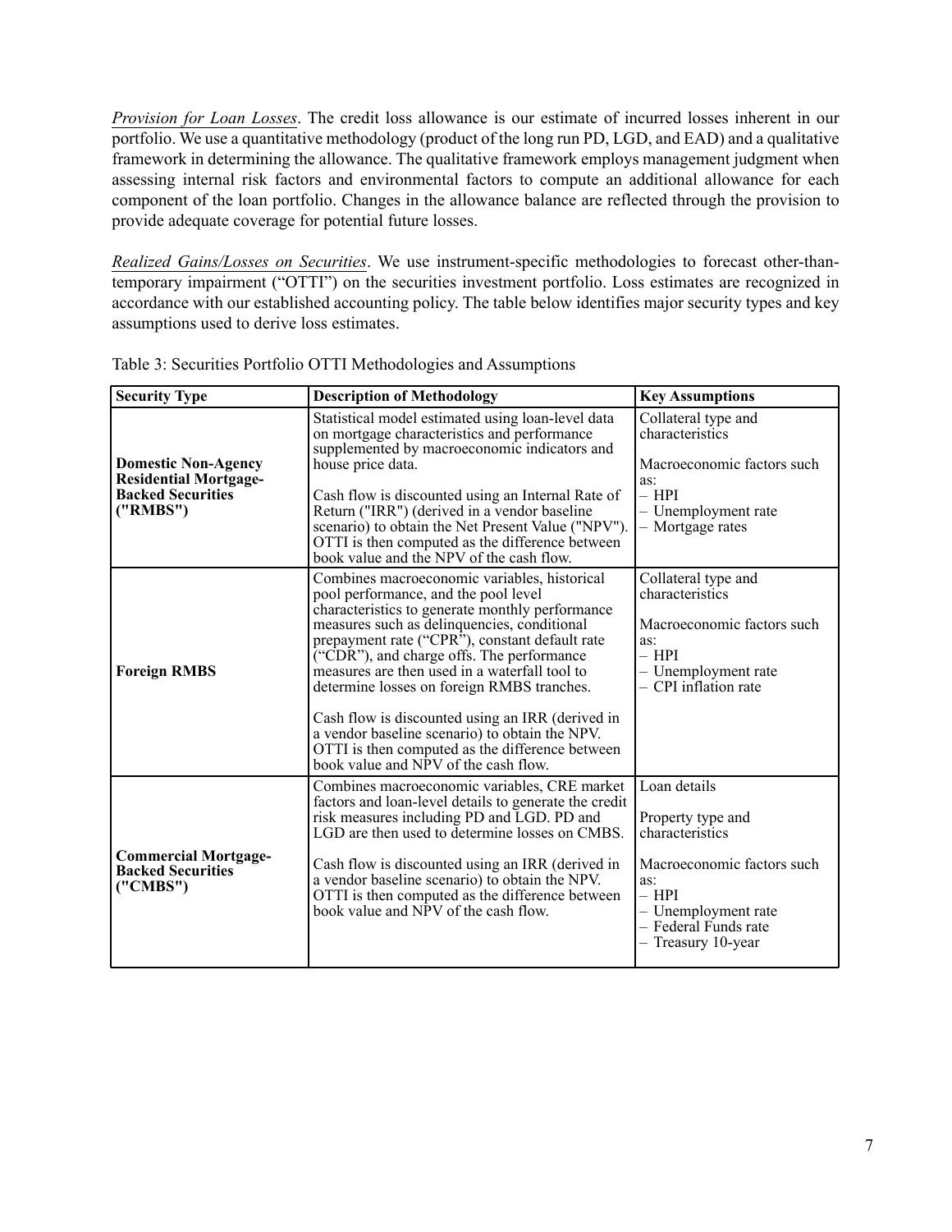*Provision for Loan Losses*. The credit loss allowance is our estimate of incurred losses inherent in our portfolio. We use a quantitative methodology (product of the long run PD, LGD, and EAD) and a qualitative framework in determining the allowance. The qualitative framework employs management judgment when assessing internal risk factors and environmental factors to compute an additional allowance for each component of the loan portfolio. Changes in the allowance balance are reflected through the provision to provide adequate coverage for potential future losses.

*Realized Gains/Losses on Securities*. We use instrument-specific methodologies to forecast other-than-temporary impairment ("OTTI") on the securities investment portfolio. Loss estimates are recognized in accordance with our established accounting policy. The table below identifies major security types and key assumptions used to derive loss estimates.

Table 3: Securities Portfolio OTTI Methodologies and Assumptions

| Security Type | Description of Methodology | Key Assumptions |
|---|---|---|
| **Domestic Non-Agency Residential Mortgage-Backed Securities ("RMBS")** | Statistical model estimated using loan-level data on mortgage characteristics and performance supplemented by macroeconomic indicators and house price data.<br><br>Cash flow is discounted using an Internal Rate of Return ("IRR") (derived in a vendor baseline scenario) to obtain the Net Present Value ("NPV"). OTTI is then computed as the difference between book value and the NPV of the cash flow. | Collateral type and characteristics<br><br>Macroeconomic factors such as:<br>– HPI<br>– Unemployment rate<br>– Mortgage rates |
| **Foreign RMBS** | Combines macroeconomic variables, historical pool performance, and the pool level characteristics to generate monthly performance measures such as delinquencies, conditional prepayment rate ("CPR"), constant default rate ("CDR"), and charge offs. The performance measures are then used in a waterfall tool to determine losses on foreign RMBS tranches.<br><br>Cash flow is discounted using an IRR (derived in a vendor baseline scenario) to obtain the NPV. OTTI is then computed as the difference between book value and NPV of the cash flow. | Collateral type and characteristics<br><br>Macroeconomic factors such as:<br>– HPI<br>– Unemployment rate<br>– CPI inflation rate |
| **Commercial Mortgage-Backed Securities ("CMBS")** | Combines macroeconomic variables, CRE market factors and loan-level details to generate the credit risk measures including PD and LGD. PD and LGD are then used to determine losses on CMBS.<br><br>Cash flow is discounted using an IRR (derived in a vendor baseline scenario) to obtain the NPV. OTTI is then computed as the difference between book value and NPV of the cash flow. | Loan details<br><br>Property type and characteristics<br><br>Macroeconomic factors such as:<br>– HPI<br>– Unemployment rate<br>– Federal Funds rate<br>– Treasury 10-year |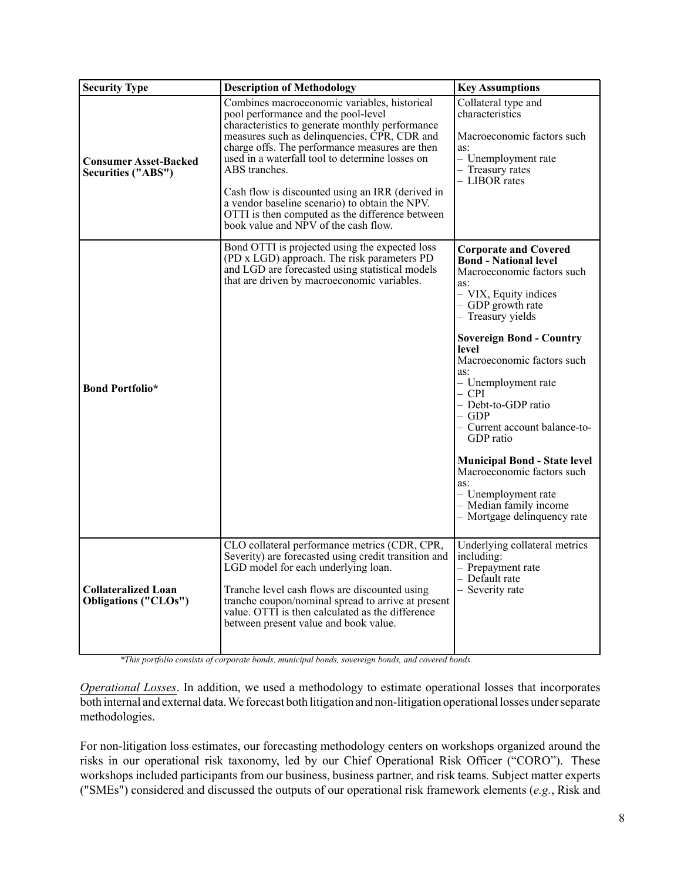| Security Type | Description of Methodology | Key Assumptions |
|---|---|---|
| **Consumer Asset-Backed Securities ("ABS")** | Combines macroeconomic variables, historical pool performance and the pool-level characteristics to generate monthly performance measures such as delinquencies, CPR, CDR and charge offs. The performance measures are then used in a waterfall tool to determine losses on ABS tranches.<br><br>Cash flow is discounted using an IRR (derived in a vendor baseline scenario) to obtain the NPV. OTTI is then computed as the difference between book value and NPV of the cash flow. | Collateral type and characteristics<br><br>Macroeconomic factors such as:<br>– Unemployment rate<br>– Treasury rates<br>– LIBOR rates |
| **Bond Portfolio*** | Bond OTTI is projected using the expected loss (PD x LGD) approach. The risk parameters PD and LGD are forecasted using statistical models that are driven by macroeconomic variables. | **Corporate and Covered Bond - National level**<br>Macroeconomic factors such as:<br>– VIX, Equity indices<br>– GDP growth rate<br>– Treasury yields<br><br>**Sovereign Bond - Country level**<br>Macroeconomic factors such as:<br>– Unemployment rate<br>– CPI<br>– Debt-to-GDP ratio<br>– GDP<br>– Current account balance-to-GDP ratio<br><br>**Municipal Bond - State level**<br>Macroeconomic factors such as:<br>– Unemployment rate<br>– Median family income<br>– Mortgage delinquency rate |
| **Collateralized Loan Obligations ("CLOs")** | CLO collateral performance metrics (CDR, CPR, Severity) are forecasted using credit transition and LGD model for each underlying loan.<br><br>Tranche level cash flows are discounted using tranche coupon/nominal spread to arrive at present value. OTTI is then calculated as the difference between present value and book value. | Underlying collateral metrics including:<br>– Prepayment rate<br>– Default rate<br>– Severity rate |

*\*This portfolio consists of corporate bonds, municipal bonds, sovereign bonds, and covered bonds.*

*Operational Losses*. In addition, we used a methodology to estimate operational losses that incorporates both internal and external data. We forecast both litigation and non-litigation operational losses under separate methodologies.

For non-litigation loss estimates, our forecasting methodology centers on workshops organized around the risks in our operational risk taxonomy, led by our Chief Operational Risk Officer ("CORO"). These workshops included participants from our business, business partner, and risk teams. Subject matter experts ("SMEs") considered and discussed the outputs of our operational risk framework elements (*e.g.*, Risk and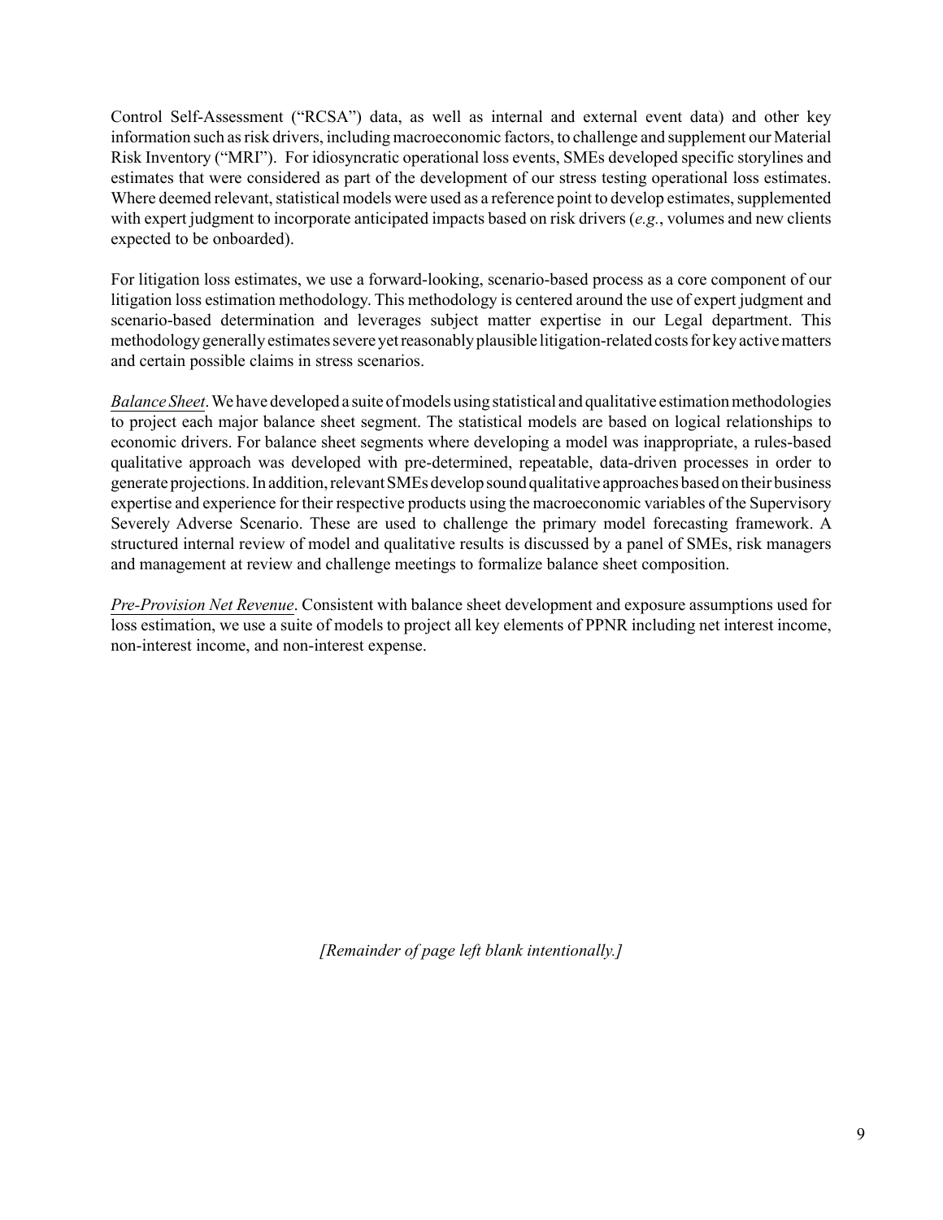Control Self-Assessment ("RCSA") data, as well as internal and external event data) and other key information such as risk drivers, including macroeconomic factors, to challenge and supplement our Material Risk Inventory ("MRI"). For idiosyncratic operational loss events, SMEs developed specific storylines and estimates that were considered as part of the development of our stress testing operational loss estimates. Where deemed relevant, statistical models were used as a reference point to develop estimates, supplemented with expert judgment to incorporate anticipated impacts based on risk drivers (*e.g.*, volumes and new clients expected to be onboarded).

For litigation loss estimates, we use a forward-looking, scenario-based process as a core component of our litigation loss estimation methodology. This methodology is centered around the use of expert judgment and scenario-based determination and leverages subject matter expertise in our Legal department. This methodology generally estimates severe yet reasonably plausible litigation-related costs for key active matters and certain possible claims in stress scenarios.

*Balance Sheet*. We have developed a suite of models using statistical and qualitative estimation methodologies to project each major balance sheet segment. The statistical models are based on logical relationships to economic drivers. For balance sheet segments where developing a model was inappropriate, a rules-based qualitative approach was developed with pre-determined, repeatable, data-driven processes in order to generate projections. In addition, relevant SMEs develop sound qualitative approaches based on their business expertise and experience for their respective products using the macroeconomic variables of the Supervisory Severely Adverse Scenario. These are used to challenge the primary model forecasting framework. A structured internal review of model and qualitative results is discussed by a panel of SMEs, risk managers and management at review and challenge meetings to formalize balance sheet composition.

*Pre-Provision Net Revenue*. Consistent with balance sheet development and exposure assumptions used for loss estimation, we use a suite of models to project all key elements of PPNR including net interest income, non-interest income, and non-interest expense.

*[Remainder of page left blank intentionally.]*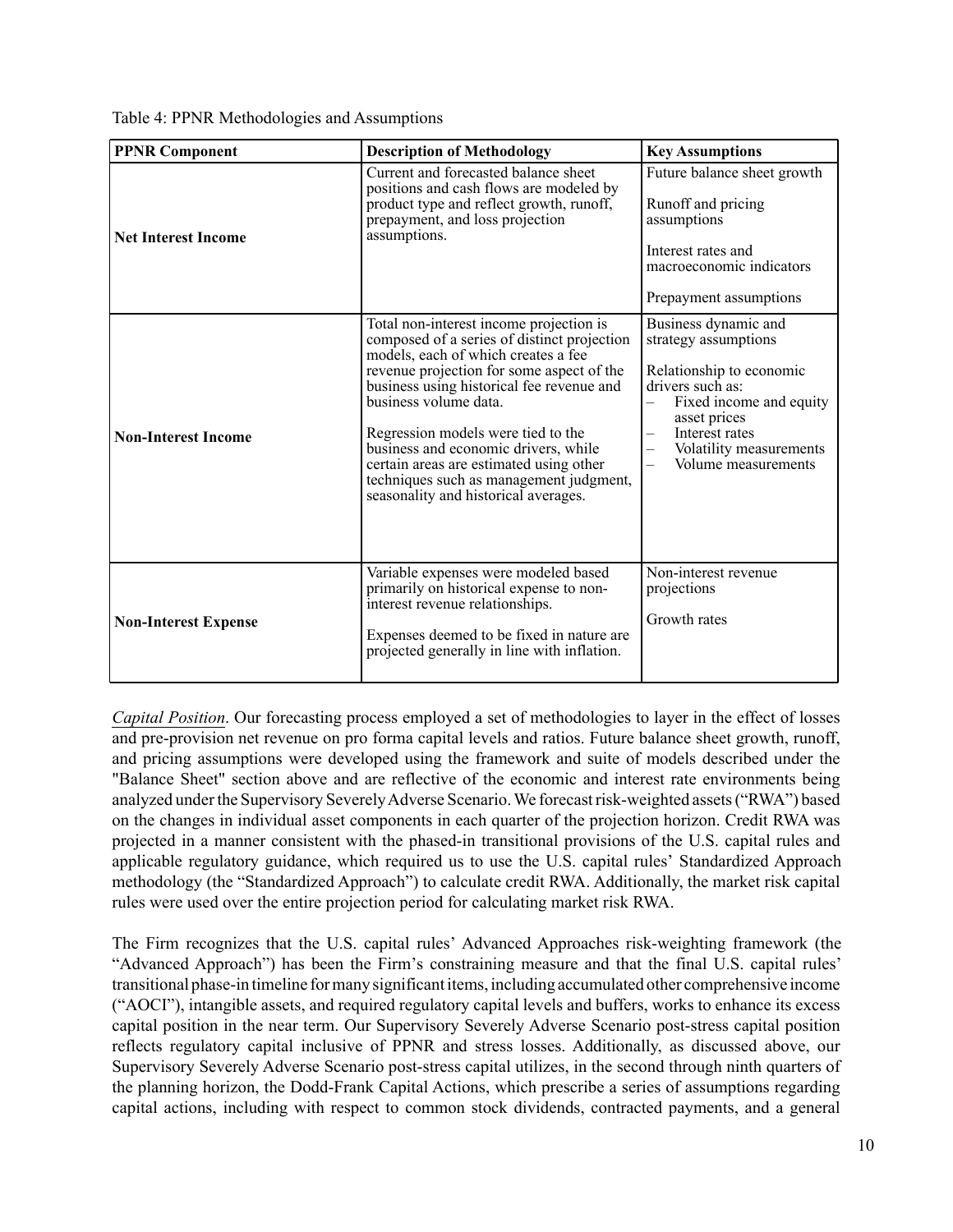Table 4: PPNR Methodologies and Assumptions

| PPNR Component | Description of Methodology | Key Assumptions |
|---|---|---|
| **Net Interest Income** | Current and forecasted balance sheet positions and cash flows are modeled by product type and reflect growth, runoff, prepayment, and loss projection assumptions. | Future balance sheet growth<br><br>Runoff and pricing assumptions<br><br>Interest rates and macroeconomic indicators<br><br>Prepayment assumptions |
| **Non-Interest Income** | Total non-interest income projection is composed of a series of distinct projection models, each of which creates a fee revenue projection for some aspect of the business using historical fee revenue and business volume data.<br><br>Regression models were tied to the business and economic drivers, while certain areas are estimated using other techniques such as management judgment, seasonality and historical averages. | Business dynamic and strategy assumptions<br><br>Relationship to economic drivers such as:<br>– Fixed income and equity asset prices<br>– Interest rates<br>– Volatility measurements<br>– Volume measurements |
| **Non-Interest Expense** | Variable expenses were modeled based primarily on historical expense to non-interest revenue relationships.<br><br>Expenses deemed to be fixed in nature are projected generally in line with inflation. | Non-interest revenue projections<br><br>Growth rates |

*Capital Position*. Our forecasting process employed a set of methodologies to layer in the effect of losses and pre-provision net revenue on pro forma capital levels and ratios. Future balance sheet growth, runoff, and pricing assumptions were developed using the framework and suite of models described under the "Balance Sheet" section above and are reflective of the economic and interest rate environments being analyzed under the Supervisory Severely Adverse Scenario. We forecast risk-weighted assets ("RWA") based on the changes in individual asset components in each quarter of the projection horizon. Credit RWA was projected in a manner consistent with the phased-in transitional provisions of the U.S. capital rules and applicable regulatory guidance, which required us to use the U.S. capital rules' Standardized Approach methodology (the "Standardized Approach") to calculate credit RWA. Additionally, the market risk capital rules were used over the entire projection period for calculating market risk RWA.

The Firm recognizes that the U.S. capital rules' Advanced Approaches risk-weighting framework (the "Advanced Approach") has been the Firm's constraining measure and that the final U.S. capital rules' transitional phase-in timeline for many significant items, including accumulated other comprehensive income ("AOCI"), intangible assets, and required regulatory capital levels and buffers, works to enhance its excess capital position in the near term. Our Supervisory Severely Adverse Scenario post-stress capital position reflects regulatory capital inclusive of PPNR and stress losses. Additionally, as discussed above, our Supervisory Severely Adverse Scenario post-stress capital utilizes, in the second through ninth quarters of the planning horizon, the Dodd-Frank Capital Actions, which prescribe a series of assumptions regarding capital actions, including with respect to common stock dividends, contracted payments, and a general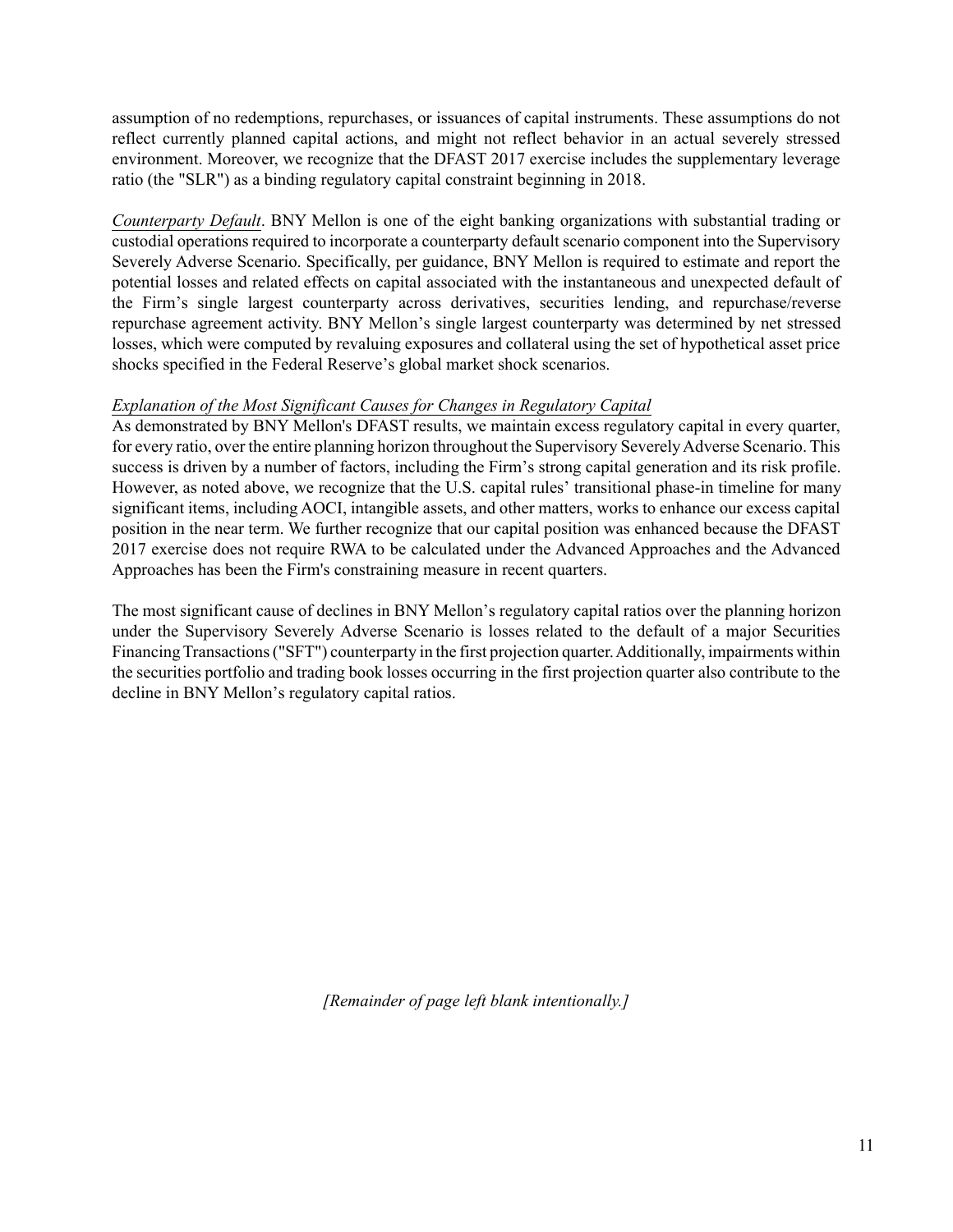assumption of no redemptions, repurchases, or issuances of capital instruments. These assumptions do not reflect currently planned capital actions, and might not reflect behavior in an actual severely stressed environment. Moreover, we recognize that the DFAST 2017 exercise includes the supplementary leverage ratio (the "SLR") as a binding regulatory capital constraint beginning in 2018.

*Counterparty Default*. BNY Mellon is one of the eight banking organizations with substantial trading or custodial operations required to incorporate a counterparty default scenario component into the Supervisory Severely Adverse Scenario. Specifically, per guidance, BNY Mellon is required to estimate and report the potential losses and related effects on capital associated with the instantaneous and unexpected default of the Firm's single largest counterparty across derivatives, securities lending, and repurchase/reverse repurchase agreement activity. BNY Mellon's single largest counterparty was determined by net stressed losses, which were computed by revaluing exposures and collateral using the set of hypothetical asset price shocks specified in the Federal Reserve's global market shock scenarios.

*Explanation of the Most Significant Causes for Changes in Regulatory Capital*

As demonstrated by BNY Mellon's DFAST results, we maintain excess regulatory capital in every quarter, for every ratio, over the entire planning horizon throughout the Supervisory Severely Adverse Scenario. This success is driven by a number of factors, including the Firm's strong capital generation and its risk profile. However, as noted above, we recognize that the U.S. capital rules' transitional phase-in timeline for many significant items, including AOCI, intangible assets, and other matters, works to enhance our excess capital position in the near term. We further recognize that our capital position was enhanced because the DFAST 2017 exercise does not require RWA to be calculated under the Advanced Approaches and the Advanced Approaches has been the Firm's constraining measure in recent quarters.

The most significant cause of declines in BNY Mellon's regulatory capital ratios over the planning horizon under the Supervisory Severely Adverse Scenario is losses related to the default of a major Securities Financing Transactions ("SFT") counterparty in the first projection quarter. Additionally, impairments within the securities portfolio and trading book losses occurring in the first projection quarter also contribute to the decline in BNY Mellon's regulatory capital ratios.

*[Remainder of page left blank intentionally.]*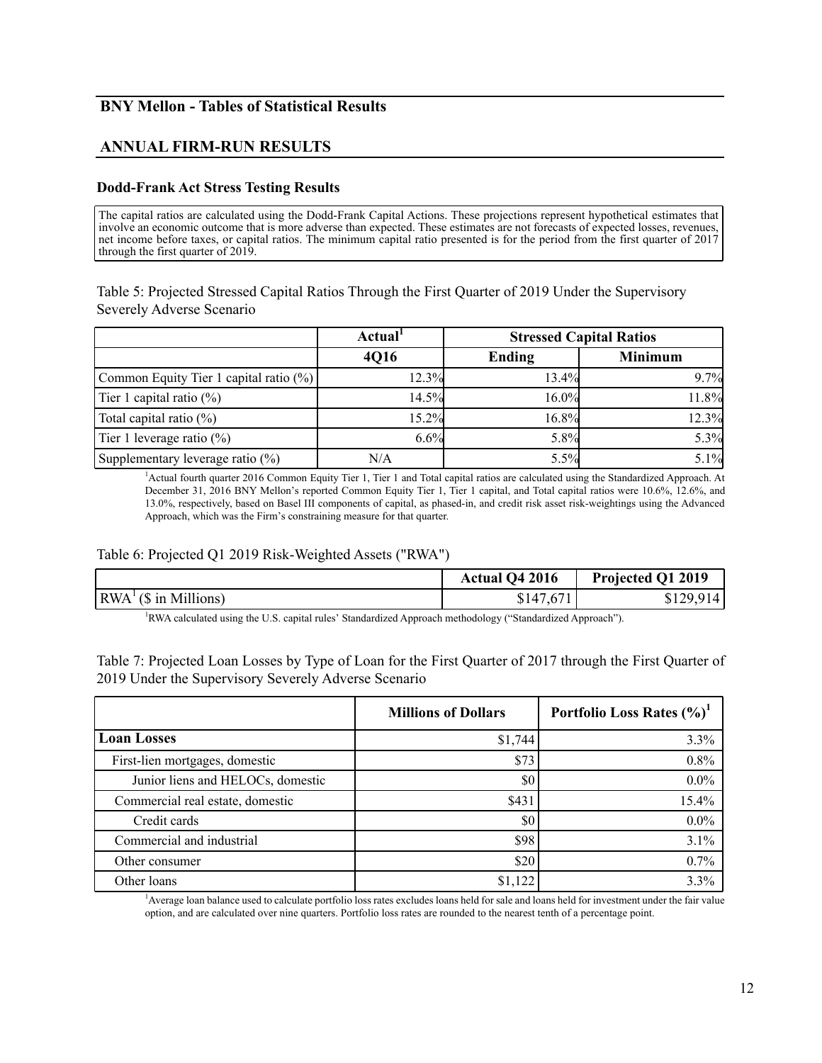## BNY Mellon - Tables of Statistical Results

## ANNUAL FIRM-RUN RESULTS

### Dodd-Frank Act Stress Testing Results

The capital ratios are calculated using the Dodd-Frank Capital Actions. These projections represent hypothetical estimates that involve an economic outcome that is more adverse than expected. These estimates are not forecasts of expected losses, revenues, net income before taxes, or capital ratios. The minimum capital ratio presented is for the period from the first quarter of 2017 through the first quarter of 2019.

Table 5: Projected Stressed Capital Ratios Through the First Quarter of 2019 Under the Supervisory Severely Adverse Scenario

| | Actual[1] | Stressed Capital Ratios | |
|---|---|---|---|
| | 4Q16 | Ending | Minimum |
| Common Equity Tier 1 capital ratio (%) | 12.3% | 13.4% | 9.7% |
| Tier 1 capital ratio (%) | 14.5% | 16.0% | 11.8% |
| Total capital ratio (%) | 15.2% | 16.8% | 12.3% |
| Tier 1 leverage ratio (%) | 6.6% | 5.8% | 5.3% |
| Supplementary leverage ratio (%) | N/A | 5.5% | 5.1% |

[1]Actual fourth quarter 2016 Common Equity Tier 1, Tier 1 and Total capital ratios are calculated using the Standardized Approach. At December 31, 2016 BNY Mellon's reported Common Equity Tier 1, Tier 1 capital, and Total capital ratios were 10.6%, 12.6%, and 13.0%, respectively, based on Basel III components of capital, as phased-in, and credit risk asset risk-weightings using the Advanced Approach, which was the Firm's constraining measure for that quarter.

Table 6: Projected Q1 2019 Risk-Weighted Assets ("RWA")

| | Actual Q4 2016 | Projected Q1 2019 |
|---|---|---|
| RWA[1] ($ in Millions) | $147,671 | $129,914 |

[1]RWA calculated using the U.S. capital rules' Standardized Approach methodology ("Standardized Approach").

Table 7: Projected Loan Losses by Type of Loan for the First Quarter of 2017 through the First Quarter of 2019 Under the Supervisory Severely Adverse Scenario

| | Millions of Dollars | Portfolio Loss Rates (%)[1] |
|---|---|---|
| **Loan Losses** | $1,744 | 3.3% |
| First-lien mortgages, domestic | $73 | 0.8% |
| Junior liens and HELOCs, domestic | $0 | 0.0% |
| Commercial real estate, domestic | $431 | 15.4% |
| Credit cards | $0 | 0.0% |
| Commercial and industrial | $98 | 3.1% |
| Other consumer | $20 | 0.7% |
| Other loans | $1,122 | 3.3% |

[1]Average loan balance used to calculate portfolio loss rates excludes loans held for sale and loans held for investment under the fair value option, and are calculated over nine quarters. Portfolio loss rates are rounded to the nearest tenth of a percentage point.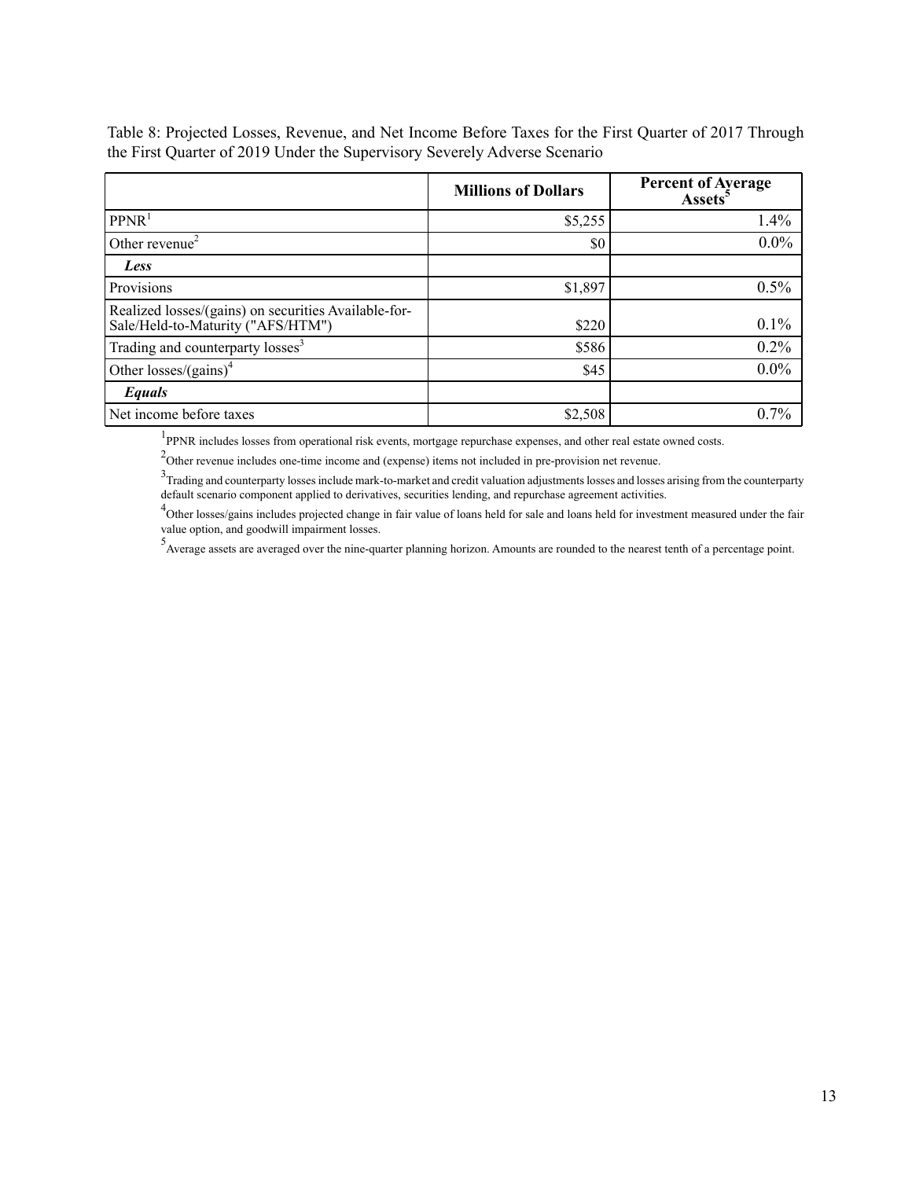Table 8: Projected Losses, Revenue, and Net Income Before Taxes for the First Quarter of 2017 Through the First Quarter of 2019 Under the Supervisory Severely Adverse Scenario

| | Millions of Dollars | Percent of Average Assets[5] |
|---|---|---|
| PPNR[1] | $5,255 | 1.4% |
| Other revenue[2] | $0 | 0.0% |
| ***Less*** | | |
| Provisions | $1,897 | 0.5% |
| Realized losses/(gains) on securities Available-for-Sale/Held-to-Maturity ("AFS/HTM") | $220 | 0.1% |
| Trading and counterparty losses[3] | $586 | 0.2% |
| Other losses/(gains)[4] | $45 | 0.0% |
| ***Equals*** | | |
| Net income before taxes | $2,508 | 0.7% |

[1]PPNR includes losses from operational risk events, mortgage repurchase expenses, and other real estate owned costs.

[2]Other revenue includes one-time income and (expense) items not included in pre-provision net revenue.

[3]Trading and counterparty losses include mark-to-market and credit valuation adjustments losses and losses arising from the counterparty default scenario component applied to derivatives, securities lending, and repurchase agreement activities.

[4]Other losses/gains includes projected change in fair value of loans held for sale and loans held for investment measured under the fair value option, and goodwill impairment losses.

[5]Average assets are averaged over the nine-quarter planning horizon. Amounts are rounded to the nearest tenth of a percentage point.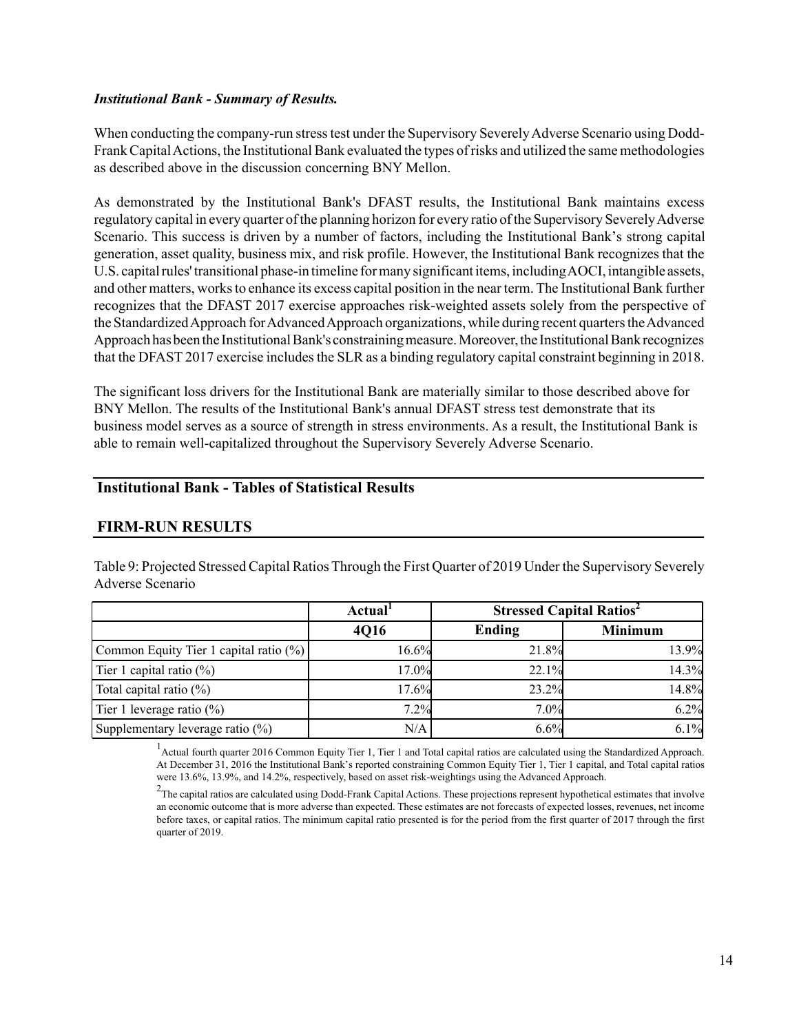***Institutional Bank - Summary of Results.***

When conducting the company-run stress test under the Supervisory Severely Adverse Scenario using Dodd-Frank Capital Actions, the Institutional Bank evaluated the types of risks and utilized the same methodologies as described above in the discussion concerning BNY Mellon.

As demonstrated by the Institutional Bank's DFAST results, the Institutional Bank maintains excess regulatory capital in every quarter of the planning horizon for every ratio of the Supervisory Severely Adverse Scenario. This success is driven by a number of factors, including the Institutional Bank's strong capital generation, asset quality, business mix, and risk profile. However, the Institutional Bank recognizes that the U.S. capital rules' transitional phase-in timeline for many significant items, including AOCI, intangible assets, and other matters, works to enhance its excess capital position in the near term. The Institutional Bank further recognizes that the DFAST 2017 exercise approaches risk-weighted assets solely from the perspective of the Standardized Approach for Advanced Approach organizations, while during recent quarters the Advanced Approach has been the Institutional Bank's constraining measure. Moreover, the Institutional Bank recognizes that the DFAST 2017 exercise includes the SLR as a binding regulatory capital constraint beginning in 2018.

The significant loss drivers for the Institutional Bank are materially similar to those described above for BNY Mellon. The results of the Institutional Bank's annual DFAST stress test demonstrate that its business model serves as a source of strength in stress environments. As a result, the Institutional Bank is able to remain well-capitalized throughout the Supervisory Severely Adverse Scenario.

## Institutional Bank - Tables of Statistical Results

## FIRM-RUN RESULTS

Table 9: Projected Stressed Capital Ratios Through the First Quarter of 2019 Under the Supervisory Severely Adverse Scenario

| | Actual[1] | Stressed Capital Ratios[2] | |
|---|---|---|---|
| | 4Q16 | Ending | Minimum |
| Common Equity Tier 1 capital ratio (%) | 16.6% | 21.8% | 13.9% |
| Tier 1 capital ratio (%) | 17.0% | 22.1% | 14.3% |
| Total capital ratio (%) | 17.6% | 23.2% | 14.8% |
| Tier 1 leverage ratio (%) | 7.2% | 7.0% | 6.2% |
| Supplementary leverage ratio (%) | N/A | 6.6% | 6.1% |

[1] Actual fourth quarter 2016 Common Equity Tier 1, Tier 1 and Total capital ratios are calculated using the Standardized Approach. At December 31, 2016 the Institutional Bank's reported constraining Common Equity Tier 1, Tier 1 capital, and Total capital ratios were 13.6%, 13.9%, and 14.2%, respectively, based on asset risk-weightings using the Advanced Approach.

[2] The capital ratios are calculated using Dodd-Frank Capital Actions. These projections represent hypothetical estimates that involve an economic outcome that is more adverse than expected. These estimates are not forecasts of expected losses, revenues, net income before taxes, or capital ratios. The minimum capital ratio presented is for the period from the first quarter of 2017 through the first quarter of 2019.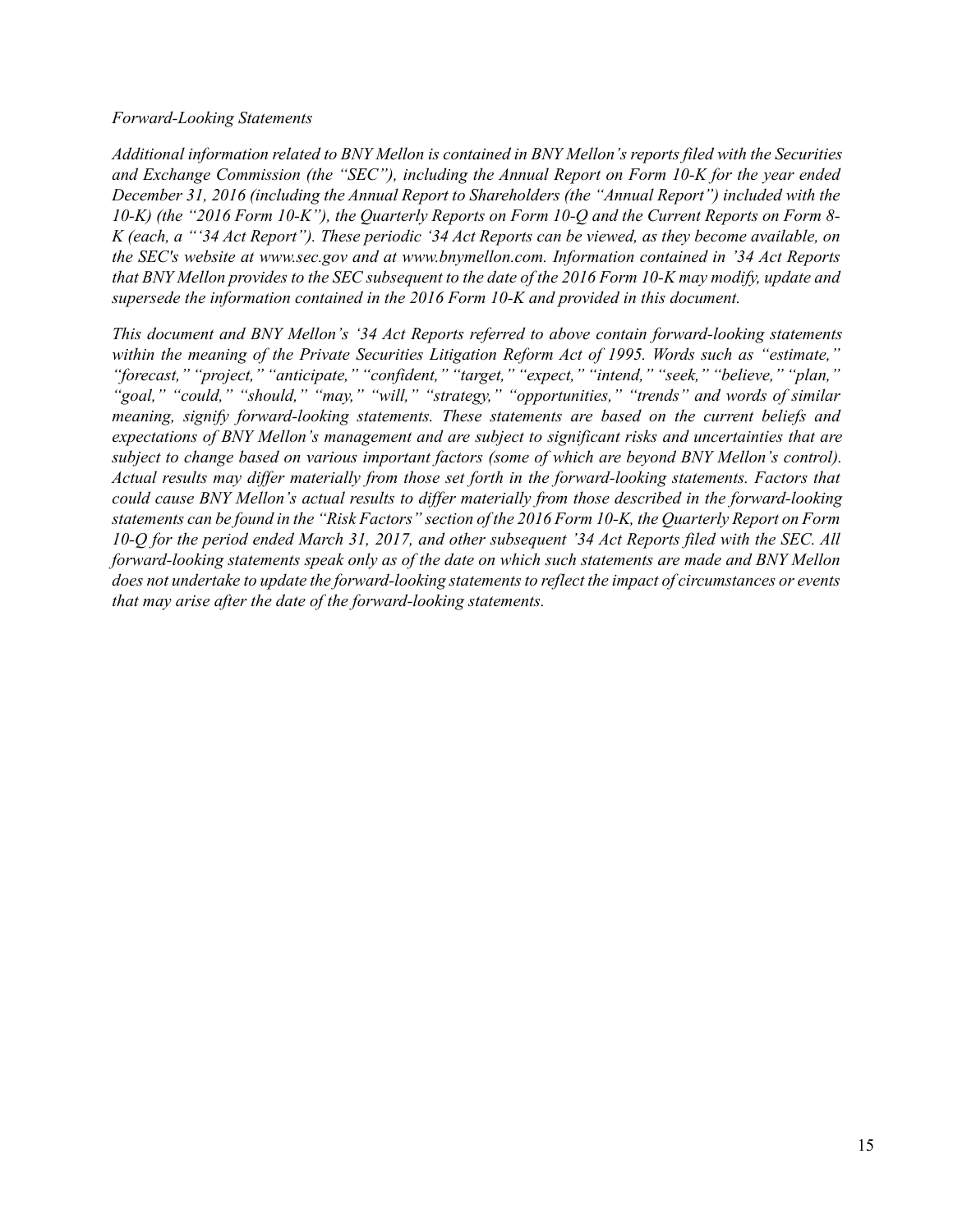*Forward-Looking Statements*

*Additional information related to BNY Mellon is contained in BNY Mellon's reports filed with the Securities and Exchange Commission (the "SEC"), including the Annual Report on Form 10-K for the year ended December 31, 2016 (including the Annual Report to Shareholders (the "Annual Report") included with the 10-K) (the "2016 Form 10-K"), the Quarterly Reports on Form 10-Q and the Current Reports on Form 8-K (each, a "'34 Act Report"). These periodic '34 Act Reports can be viewed, as they become available, on the SEC's website at www.sec.gov and at www.bnymellon.com. Information contained in '34 Act Reports that BNY Mellon provides to the SEC subsequent to the date of the 2016 Form 10-K may modify, update and supersede the information contained in the 2016 Form 10-K and provided in this document.*

*This document and BNY Mellon's '34 Act Reports referred to above contain forward-looking statements within the meaning of the Private Securities Litigation Reform Act of 1995. Words such as "estimate," "forecast," "project," "anticipate," "confident," "target," "expect," "intend," "seek," "believe," "plan," "goal," "could," "should," "may," "will," "strategy," "opportunities," "trends" and words of similar meaning, signify forward-looking statements. These statements are based on the current beliefs and expectations of BNY Mellon's management and are subject to significant risks and uncertainties that are subject to change based on various important factors (some of which are beyond BNY Mellon's control). Actual results may differ materially from those set forth in the forward-looking statements. Factors that could cause BNY Mellon's actual results to differ materially from those described in the forward-looking statements can be found in the "Risk Factors" section of the 2016 Form 10-K, the Quarterly Report on Form 10-Q for the period ended March 31, 2017, and other subsequent '34 Act Reports filed with the SEC. All forward-looking statements speak only as of the date on which such statements are made and BNY Mellon does not undertake to update the forward-looking statements to reflect the impact of circumstances or events that may arise after the date of the forward-looking statements.*